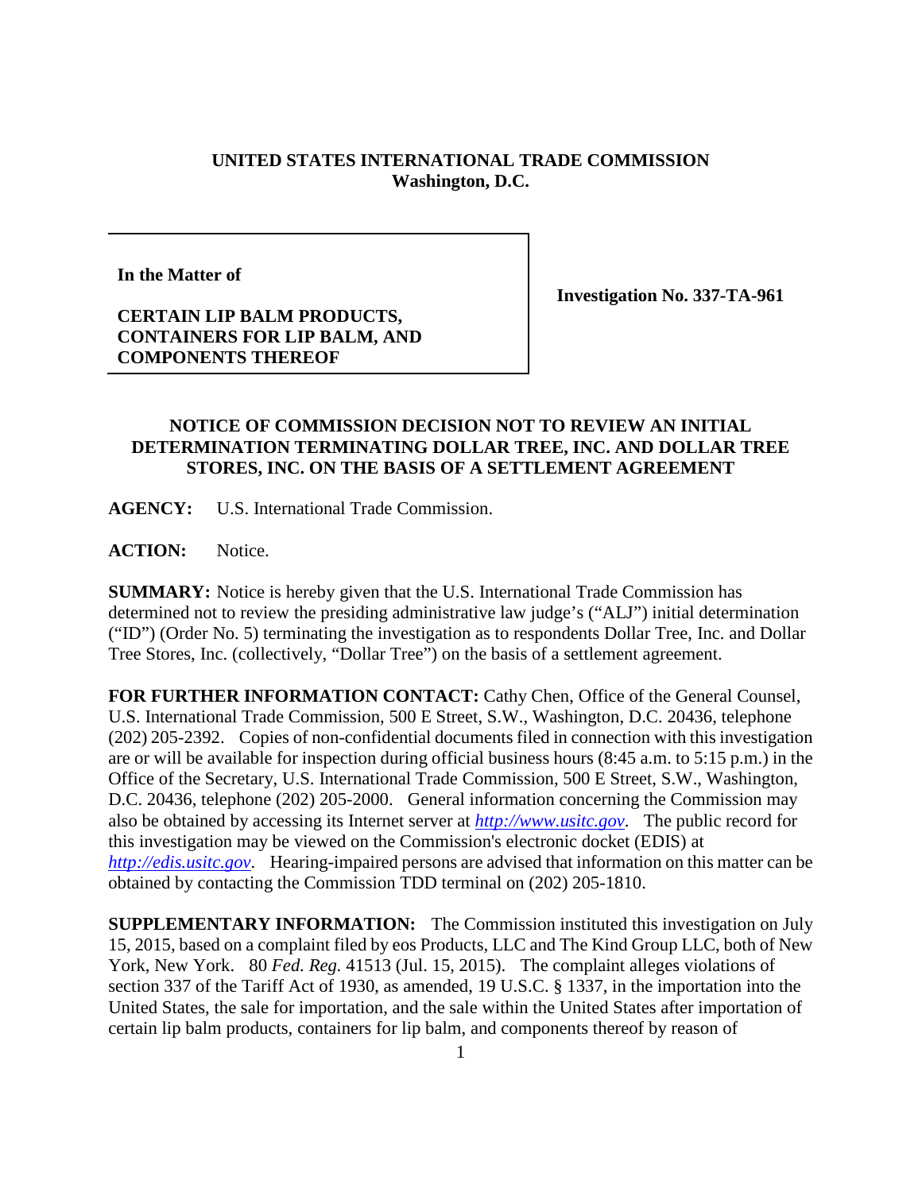**UNITED STATES INTERNATIONAL TRADE COMMISSION**
**Washington, D.C.**

| **In the Matter of**<br><br>**CERTAIN LIP BALM PRODUCTS, CONTAINERS FOR LIP BALM, AND COMPONENTS THEREOF** | **Investigation No. 337-TA-961** |
|---|---|

**NOTICE OF COMMISSION DECISION NOT TO REVIEW AN INITIAL DETERMINATION TERMINATING DOLLAR TREE, INC. AND DOLLAR TREE STORES, INC. ON THE BASIS OF A SETTLEMENT AGREEMENT**

**AGENCY:** U.S. International Trade Commission.

**ACTION:** Notice.

**SUMMARY:** Notice is hereby given that the U.S. International Trade Commission has determined not to review the presiding administrative law judge's ("ALJ") initial determination ("ID") (Order No. 5) terminating the investigation as to respondents Dollar Tree, Inc. and Dollar Tree Stores, Inc. (collectively, "Dollar Tree") on the basis of a settlement agreement.

**FOR FURTHER INFORMATION CONTACT:** Cathy Chen, Office of the General Counsel, U.S. International Trade Commission, 500 E Street, S.W., Washington, D.C. 20436, telephone (202) 205-2392. Copies of non-confidential documents filed in connection with this investigation are or will be available for inspection during official business hours (8:45 a.m. to 5:15 p.m.) in the Office of the Secretary, U.S. International Trade Commission, 500 E Street, S.W., Washington, D.C. 20436, telephone (202) 205-2000. General information concerning the Commission may also be obtained by accessing its Internet server at *http://www.usitc.gov*. The public record for this investigation may be viewed on the Commission's electronic docket (EDIS) at *http://edis.usitc.gov*. Hearing-impaired persons are advised that information on this matter can be obtained by contacting the Commission TDD terminal on (202) 205-1810.

**SUPPLEMENTARY INFORMATION:** The Commission instituted this investigation on July 15, 2015, based on a complaint filed by eos Products, LLC and The Kind Group LLC, both of New York, New York. 80 *Fed. Reg.* 41513 (Jul. 15, 2015). The complaint alleges violations of section 337 of the Tariff Act of 1930, as amended, 19 U.S.C. § 1337, in the importation into the United States, the sale for importation, and the sale within the United States after importation of certain lip balm products, containers for lip balm, and components thereof by reason of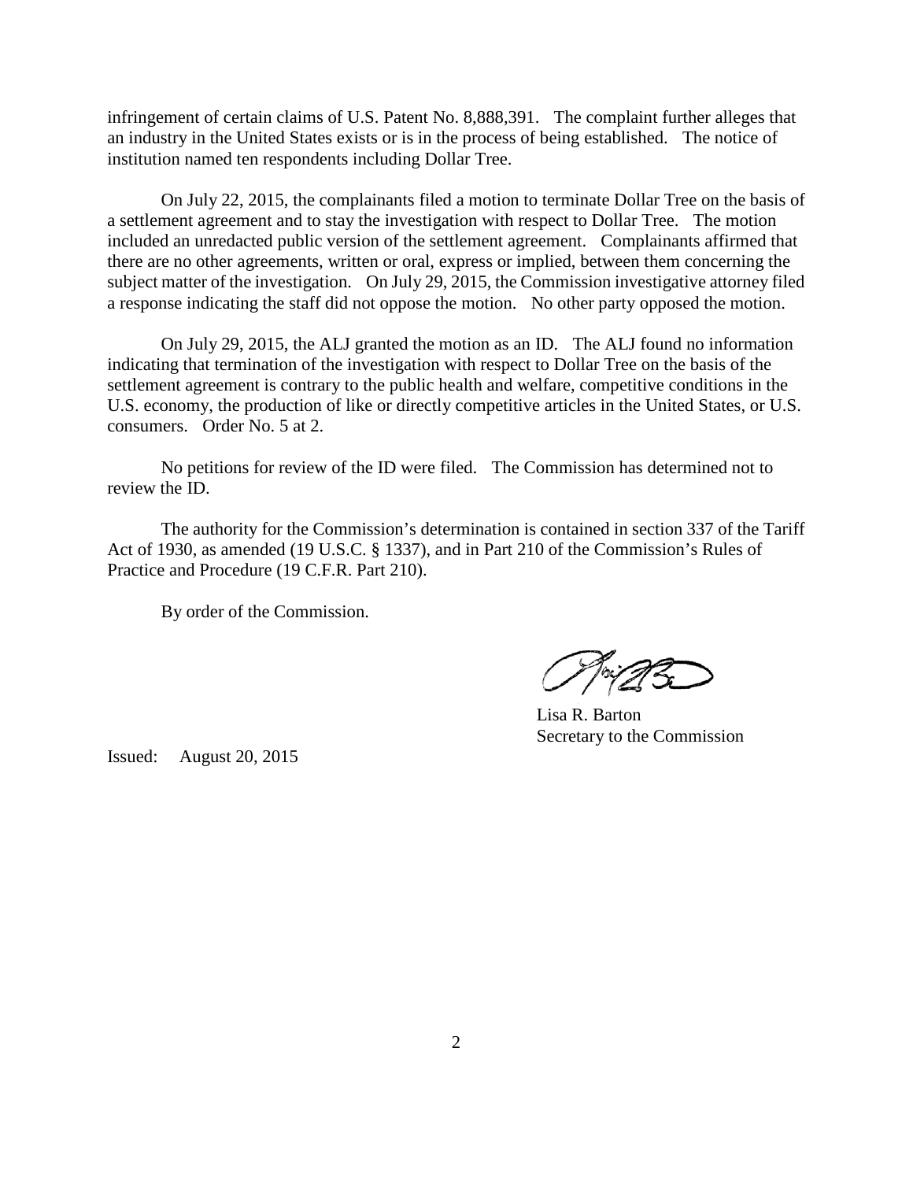infringement of certain claims of U.S. Patent No. 8,888,391. The complaint further alleges that an industry in the United States exists or is in the process of being established. The notice of institution named ten respondents including Dollar Tree.

On July 22, 2015, the complainants filed a motion to terminate Dollar Tree on the basis of a settlement agreement and to stay the investigation with respect to Dollar Tree. The motion included an unredacted public version of the settlement agreement. Complainants affirmed that there are no other agreements, written or oral, express or implied, between them concerning the subject matter of the investigation. On July 29, 2015, the Commission investigative attorney filed a response indicating the staff did not oppose the motion. No other party opposed the motion.

On July 29, 2015, the ALJ granted the motion as an ID. The ALJ found no information indicating that termination of the investigation with respect to Dollar Tree on the basis of the settlement agreement is contrary to the public health and welfare, competitive conditions in the U.S. economy, the production of like or directly competitive articles in the United States, or U.S. consumers. Order No. 5 at 2.

No petitions for review of the ID were filed. The Commission has determined not to review the ID.

The authority for the Commission's determination is contained in section 337 of the Tariff Act of 1930, as amended (19 U.S.C. § 1337), and in Part 210 of the Commission's Rules of Practice and Procedure (19 C.F.R. Part 210).

By order of the Commission.

Lisa R. Barton
Secretary to the Commission

Issued: August 20, 2015